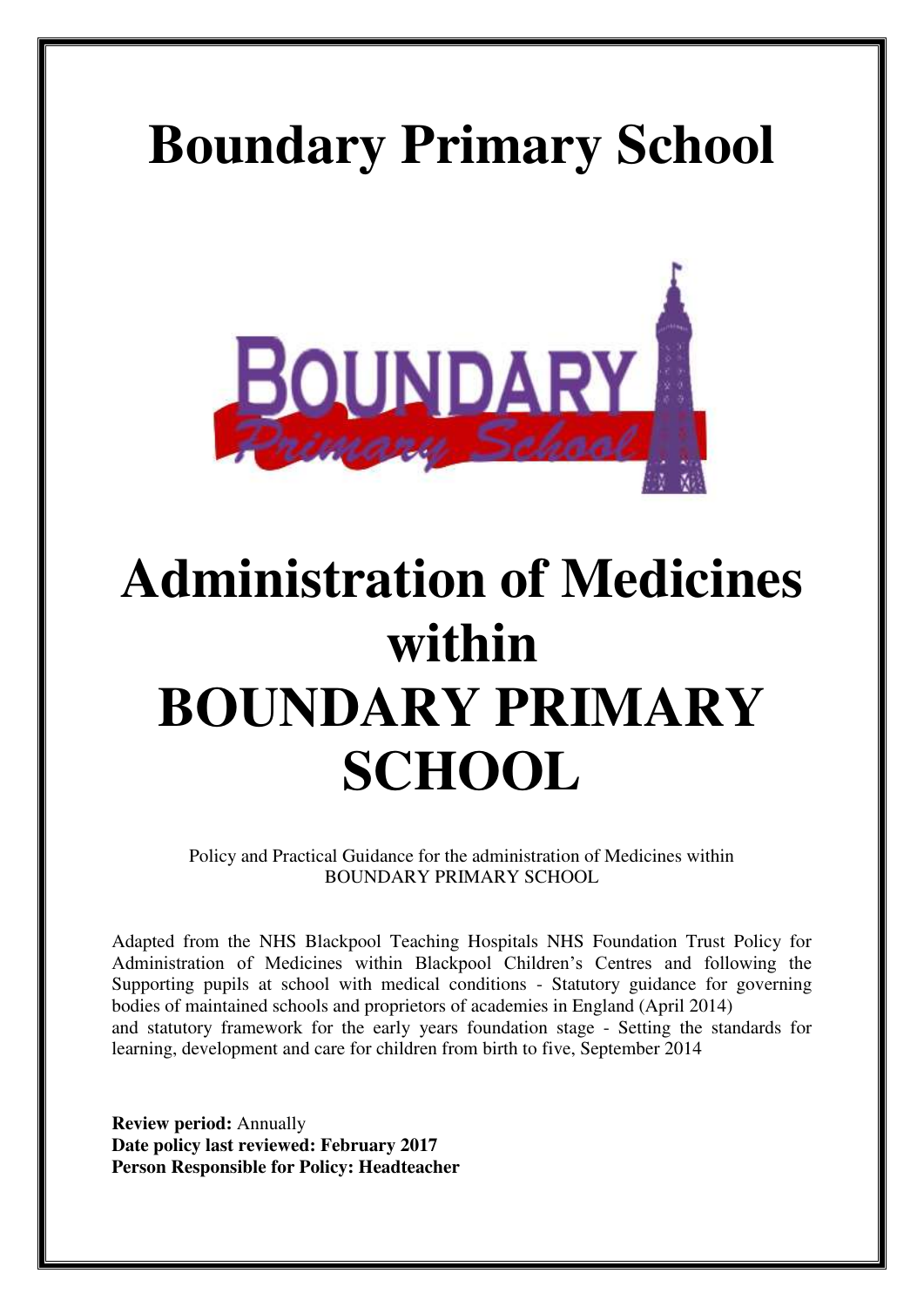# Boundary Primary School

# Administration of Medicines within BOUNDARY PRIMARY SCHOOL

Policy and Practical Guidance for the administration of Medicines within BOUNDARY PRIMARY SCHOOL

Adapted from the NHS Blackpool Teaching Hospitals NHS Foundation Trust Policy for Administration of Medicines within Blackpool Children's Centres and following the Supporting pupils at school with medical conditions - Statutory guidance for governing bodies of maintained schools and proprietors of academies in England (April 2014) and statutory framework for the early years foundation stage - Setting the standards for learning, development and care for children from birth to five, September 2014

**Review period:** Annually
**Date policy last reviewed: February 2017**
**Person Responsible for Policy: Headteacher**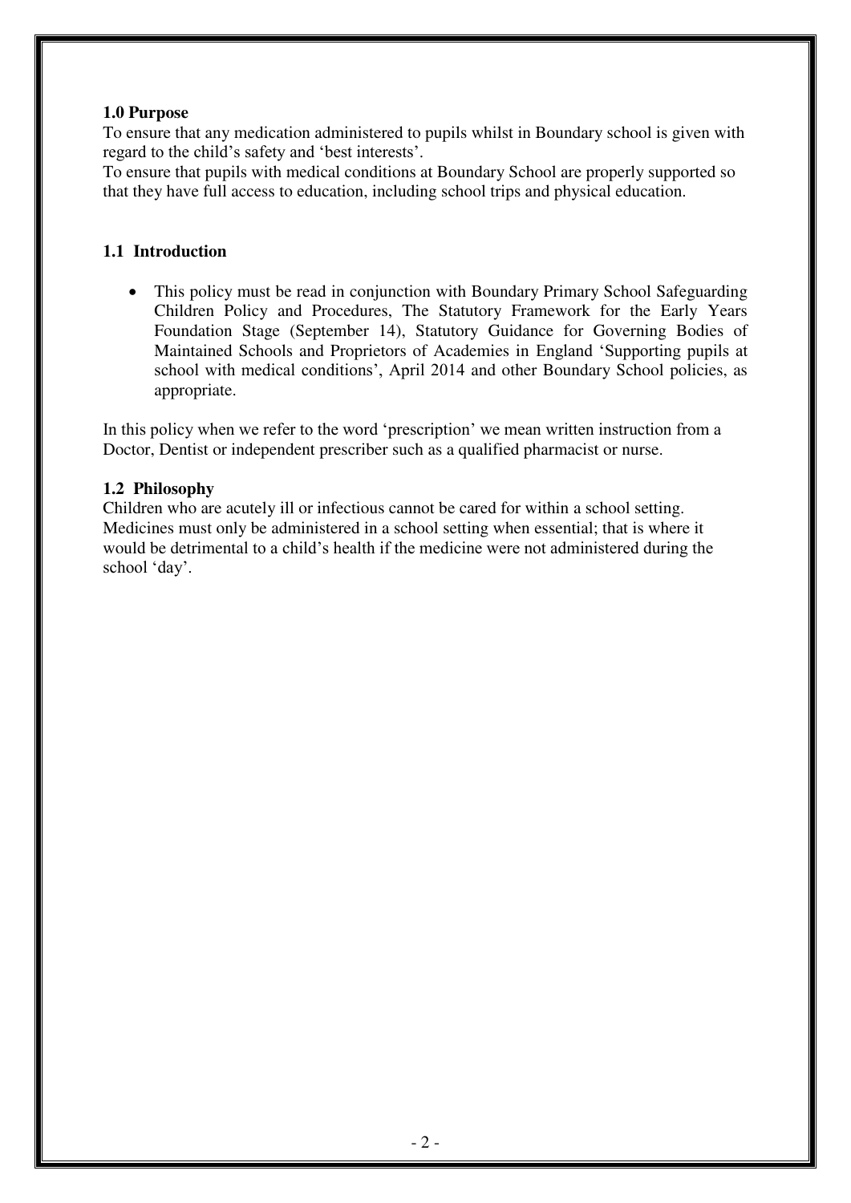## 1.0 Purpose

To ensure that any medication administered to pupils whilst in Boundary school is given with regard to the child's safety and 'best interests'.

To ensure that pupils with medical conditions at Boundary School are properly supported so that they have full access to education, including school trips and physical education.

## 1.1 Introduction

- This policy must be read in conjunction with Boundary Primary School Safeguarding Children Policy and Procedures, The Statutory Framework for the Early Years Foundation Stage (September 14), Statutory Guidance for Governing Bodies of Maintained Schools and Proprietors of Academies in England 'Supporting pupils at school with medical conditions', April 2014 and other Boundary School policies, as appropriate.

In this policy when we refer to the word 'prescription' we mean written instruction from a Doctor, Dentist or independent prescriber such as a qualified pharmacist or nurse.

## 1.2 Philosophy

Children who are acutely ill or infectious cannot be cared for within a school setting. Medicines must only be administered in a school setting when essential; that is where it would be detrimental to a child's health if the medicine were not administered during the school 'day'.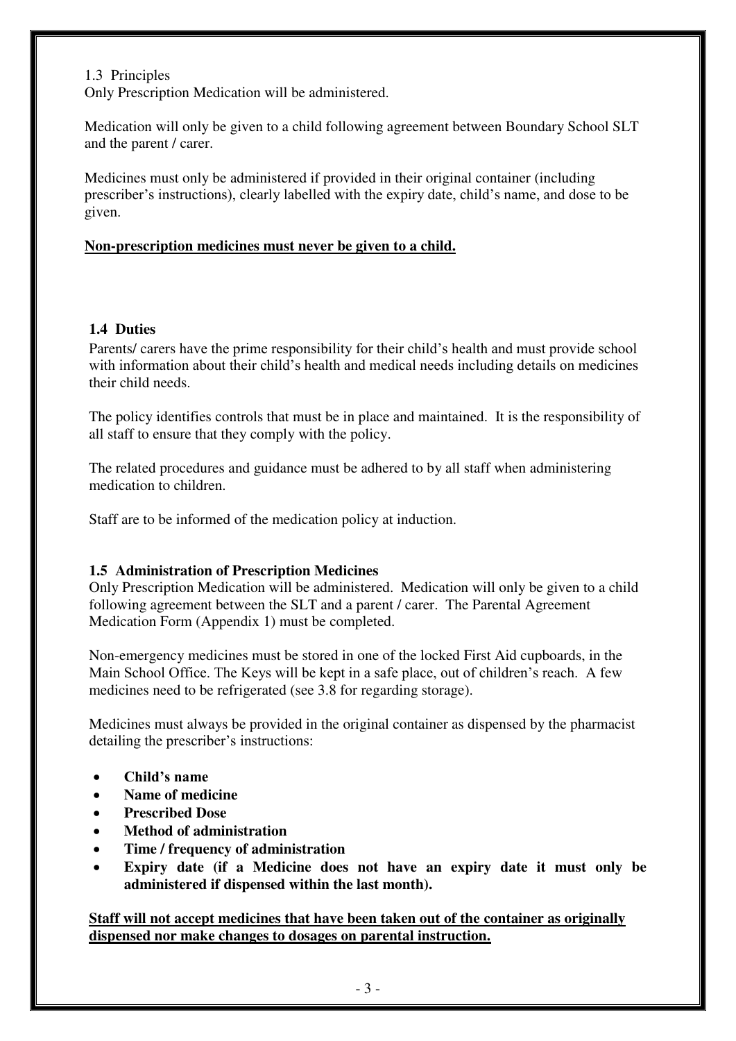### 1.3 Principles

Only Prescription Medication will be administered.

Medication will only be given to a child following agreement between Boundary School SLT and the parent / carer.

Medicines must only be administered if provided in their original container (including prescriber's instructions), clearly labelled with the expiry date, child's name, and dose to be given.

**Non-prescription medicines must never be given to a child.**

### 1.4 Duties

Parents/ carers have the prime responsibility for their child's health and must provide school with information about their child's health and medical needs including details on medicines their child needs.

The policy identifies controls that must be in place and maintained. It is the responsibility of all staff to ensure that they comply with the policy.

The related procedures and guidance must be adhered to by all staff when administering medication to children.

Staff are to be informed of the medication policy at induction.

### 1.5 Administration of Prescription Medicines

Only Prescription Medication will be administered. Medication will only be given to a child following agreement between the SLT and a parent / carer. The Parental Agreement Medication Form (Appendix 1) must be completed.

Non-emergency medicines must be stored in one of the locked First Aid cupboards, in the Main School Office. The Keys will be kept in a safe place, out of children's reach. A few medicines need to be refrigerated (see 3.8 for regarding storage).

Medicines must always be provided in the original container as dispensed by the pharmacist detailing the prescriber's instructions:

- **Child's name**
- **Name of medicine**
- **Prescribed Dose**
- **Method of administration**
- **Time / frequency of administration**
- **Expiry date (if a Medicine does not have an expiry date it must only be administered if dispensed within the last month).**

**Staff will not accept medicines that have been taken out of the container as originally dispensed nor make changes to dosages on parental instruction.**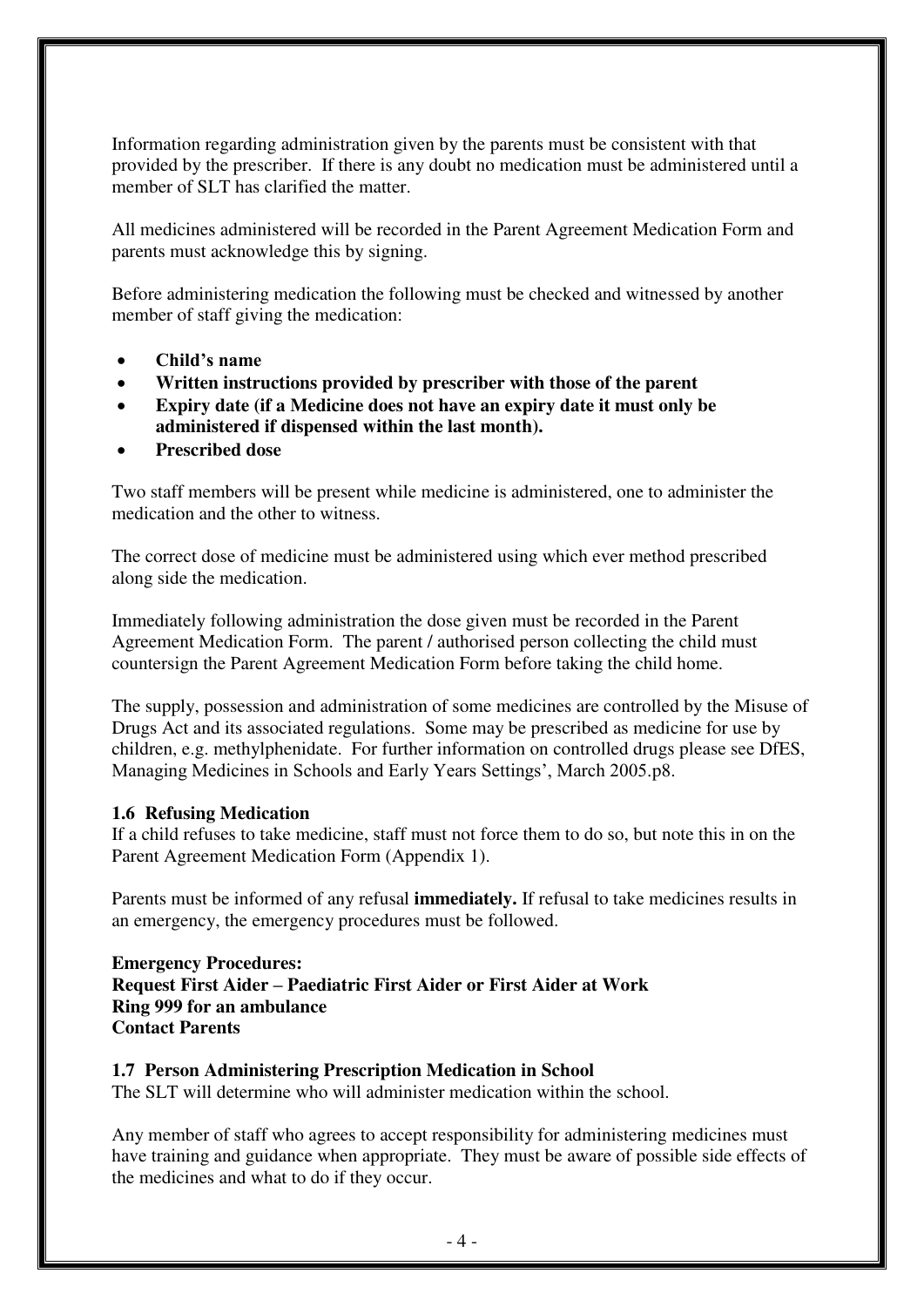Information regarding administration given by the parents must be consistent with that provided by the prescriber. If there is any doubt no medication must be administered until a member of SLT has clarified the matter.

All medicines administered will be recorded in the Parent Agreement Medication Form and parents must acknowledge this by signing.

Before administering medication the following must be checked and witnessed by another member of staff giving the medication:

- **Child's name**
- **Written instructions provided by prescriber with those of the parent**
- **Expiry date (if a Medicine does not have an expiry date it must only be administered if dispensed within the last month).**
- **Prescribed dose**

Two staff members will be present while medicine is administered, one to administer the medication and the other to witness.

The correct dose of medicine must be administered using which ever method prescribed along side the medication.

Immediately following administration the dose given must be recorded in the Parent Agreement Medication Form. The parent / authorised person collecting the child must countersign the Parent Agreement Medication Form before taking the child home.

The supply, possession and administration of some medicines are controlled by the Misuse of Drugs Act and its associated regulations. Some may be prescribed as medicine for use by children, e.g. methylphenidate. For further information on controlled drugs please see DfES, Managing Medicines in Schools and Early Years Settings', March 2005.p8.

### 1.6 Refusing Medication

If a child refuses to take medicine, staff must not force them to do so, but note this in on the Parent Agreement Medication Form (Appendix 1).

Parents must be informed of any refusal **immediately.** If refusal to take medicines results in an emergency, the emergency procedures must be followed.

**Emergency Procedures:**
**Request First Aider – Paediatric First Aider or First Aider at Work**
**Ring 999 for an ambulance**
**Contact Parents**

### 1.7 Person Administering Prescription Medication in School

The SLT will determine who will administer medication within the school.

Any member of staff who agrees to accept responsibility for administering medicines must have training and guidance when appropriate. They must be aware of possible side effects of the medicines and what to do if they occur.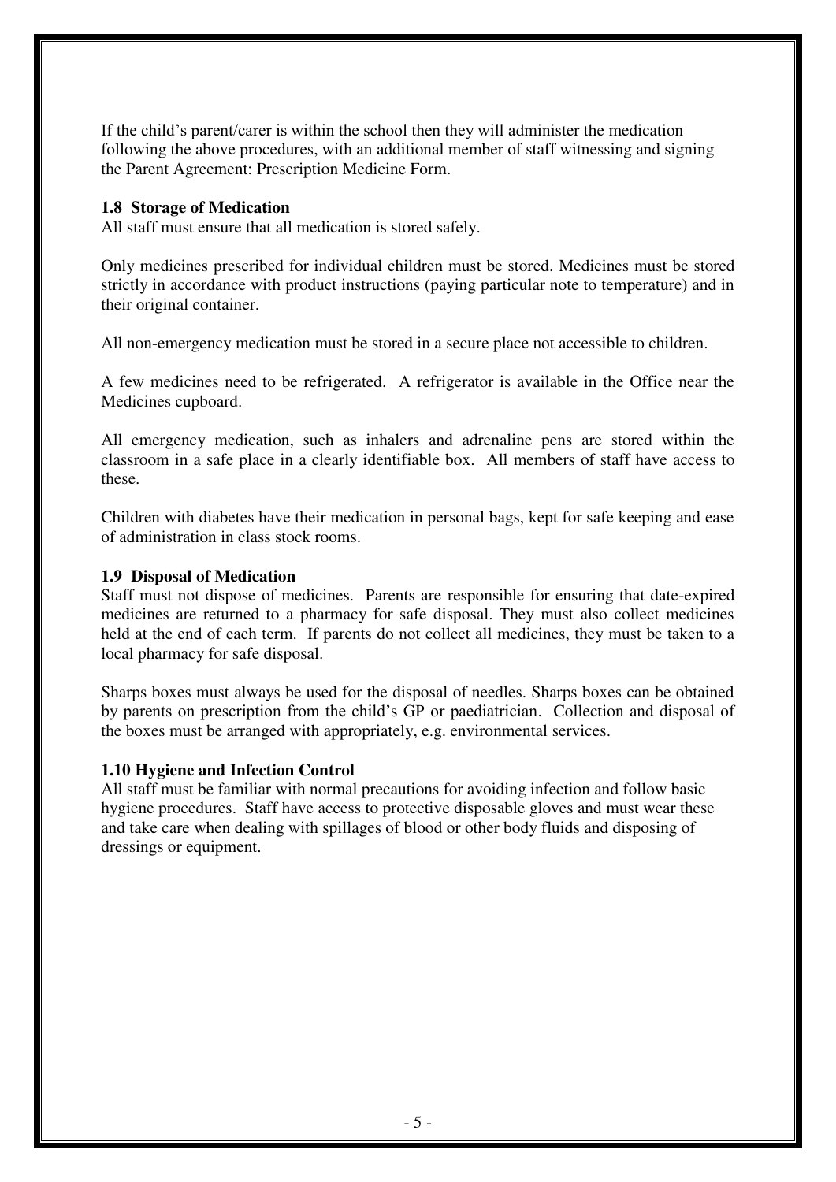If the child's parent/carer is within the school then they will administer the medication following the above procedures, with an additional member of staff witnessing and signing the Parent Agreement: Prescription Medicine Form.

### 1.8 Storage of Medication

All staff must ensure that all medication is stored safely.

Only medicines prescribed for individual children must be stored. Medicines must be stored strictly in accordance with product instructions (paying particular note to temperature) and in their original container.

All non-emergency medication must be stored in a secure place not accessible to children.

A few medicines need to be refrigerated. A refrigerator is available in the Office near the Medicines cupboard.

All emergency medication, such as inhalers and adrenaline pens are stored within the classroom in a safe place in a clearly identifiable box. All members of staff have access to these.

Children with diabetes have their medication in personal bags, kept for safe keeping and ease of administration in class stock rooms.

### 1.9 Disposal of Medication

Staff must not dispose of medicines. Parents are responsible for ensuring that date-expired medicines are returned to a pharmacy for safe disposal. They must also collect medicines held at the end of each term. If parents do not collect all medicines, they must be taken to a local pharmacy for safe disposal.

Sharps boxes must always be used for the disposal of needles. Sharps boxes can be obtained by parents on prescription from the child's GP or paediatrician. Collection and disposal of the boxes must be arranged with appropriately, e.g. environmental services.

### 1.10 Hygiene and Infection Control

All staff must be familiar with normal precautions for avoiding infection and follow basic hygiene procedures. Staff have access to protective disposable gloves and must wear these and take care when dealing with spillages of blood or other body fluids and disposing of dressings or equipment.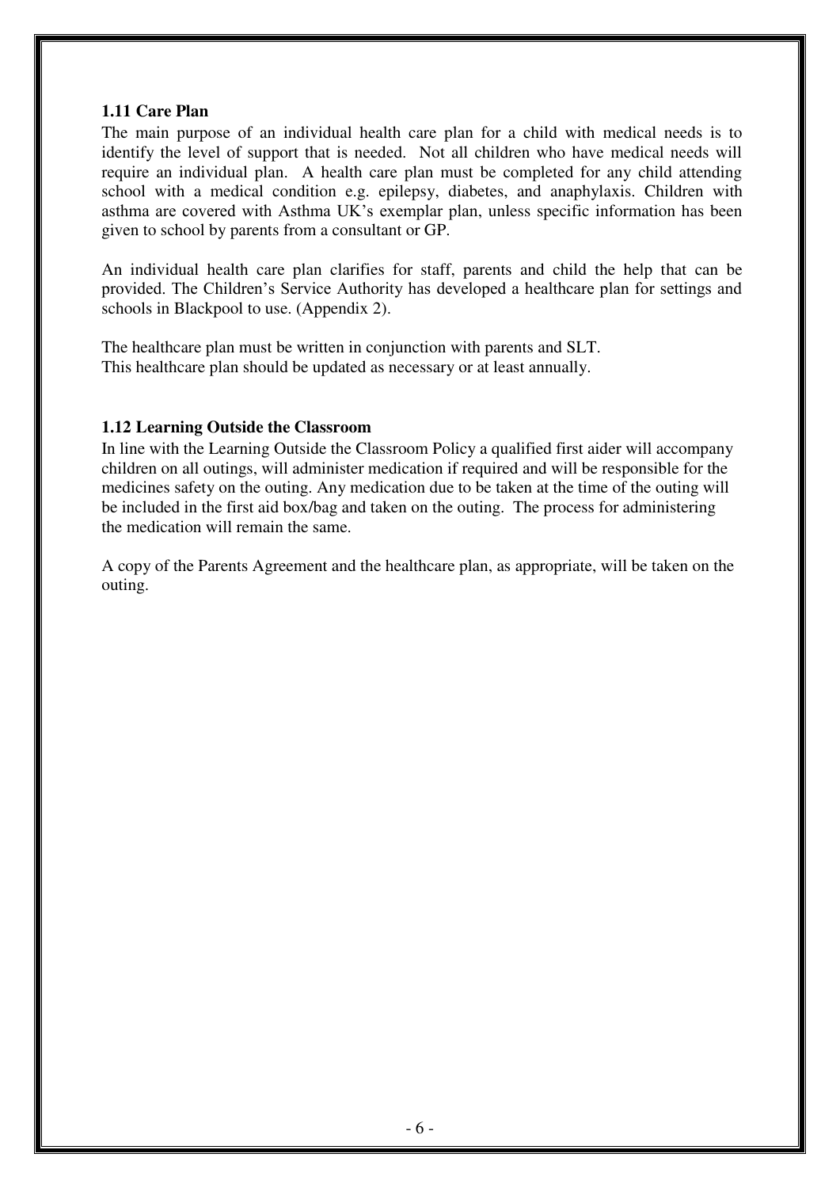### 1.11 Care Plan

The main purpose of an individual health care plan for a child with medical needs is to identify the level of support that is needed. Not all children who have medical needs will require an individual plan. A health care plan must be completed for any child attending school with a medical condition e.g. epilepsy, diabetes, and anaphylaxis. Children with asthma are covered with Asthma UK's exemplar plan, unless specific information has been given to school by parents from a consultant or GP.

An individual health care plan clarifies for staff, parents and child the help that can be provided. The Children's Service Authority has developed a healthcare plan for settings and schools in Blackpool to use. (Appendix 2).

The healthcare plan must be written in conjunction with parents and SLT.
This healthcare plan should be updated as necessary or at least annually.

### 1.12 Learning Outside the Classroom

In line with the Learning Outside the Classroom Policy a qualified first aider will accompany children on all outings, will administer medication if required and will be responsible for the medicines safety on the outing. Any medication due to be taken at the time of the outing will be included in the first aid box/bag and taken on the outing. The process for administering the medication will remain the same.

A copy of the Parents Agreement and the healthcare plan, as appropriate, will be taken on the outing.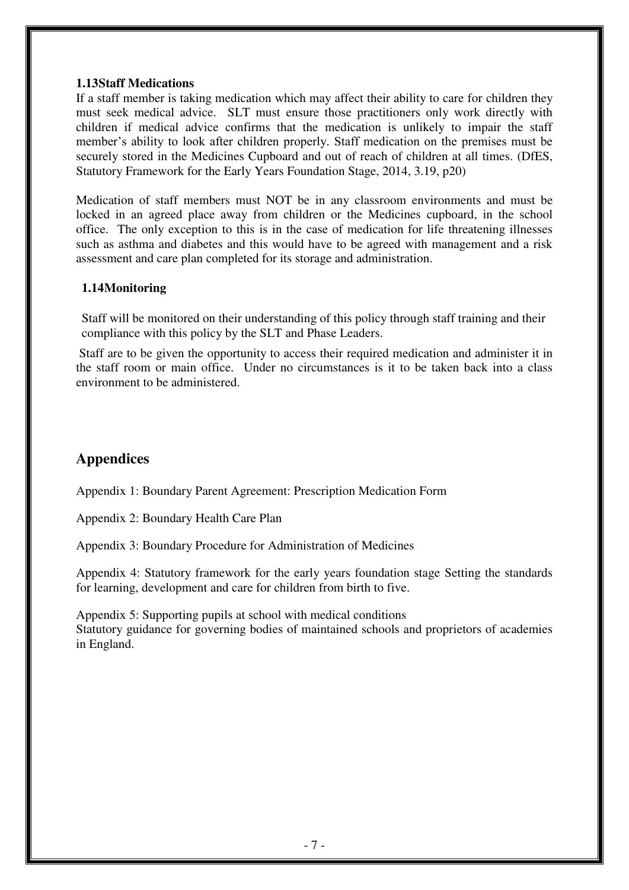### 1.13Staff Medications

If a staff member is taking medication which may affect their ability to care for children they must seek medical advice. SLT must ensure those practitioners only work directly with children if medical advice confirms that the medication is unlikely to impair the staff member's ability to look after children properly. Staff medication on the premises must be securely stored in the Medicines Cupboard and out of reach of children at all times. (DfES, Statutory Framework for the Early Years Foundation Stage, 2014, 3.19, p20)

Medication of staff members must NOT be in any classroom environments and must be locked in an agreed place away from children or the Medicines cupboard, in the school office. The only exception to this is in the case of medication for life threatening illnesses such as asthma and diabetes and this would have to be agreed with management and a risk assessment and care plan completed for its storage and administration.

### 1.14Monitoring

Staff will be monitored on their understanding of this policy through staff training and their compliance with this policy by the SLT and Phase Leaders.

Staff are to be given the opportunity to access their required medication and administer it in the staff room or main office. Under no circumstances is it to be taken back into a class environment to be administered.

## Appendices

Appendix 1: Boundary Parent Agreement: Prescription Medication Form

Appendix 2: Boundary Health Care Plan

Appendix 3: Boundary Procedure for Administration of Medicines

Appendix 4: Statutory framework for the early years foundation stage Setting the standards for learning, development and care for children from birth to five.

Appendix 5: Supporting pupils at school with medical conditions
Statutory guidance for governing bodies of maintained schools and proprietors of academies in England.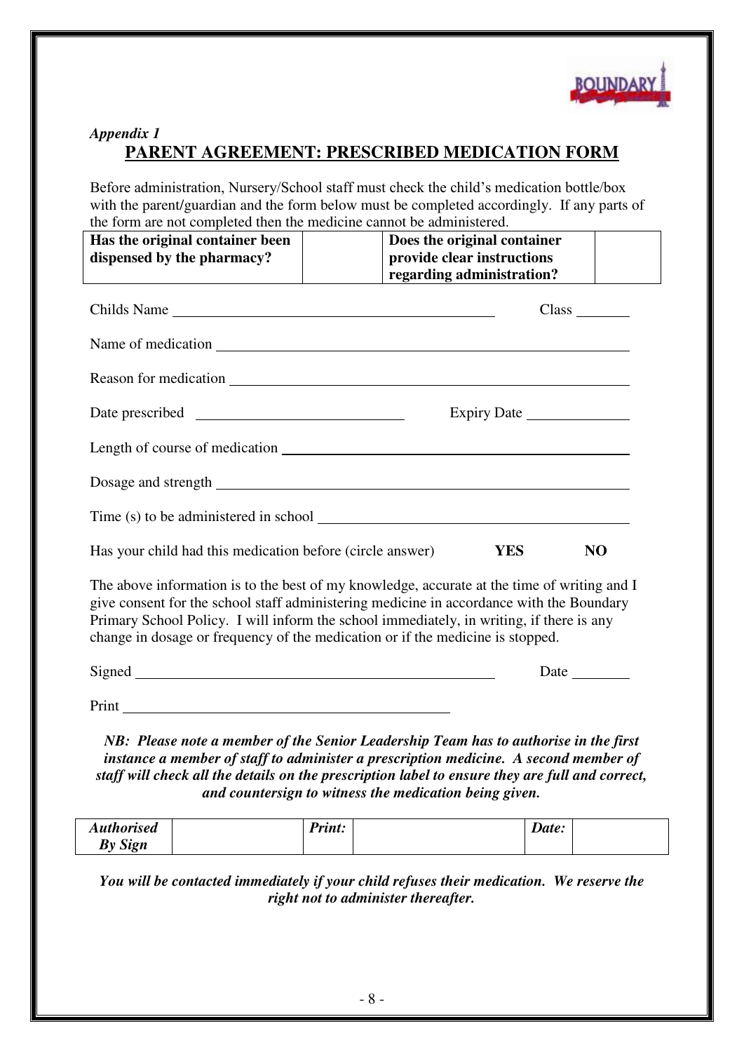*Appendix 1*

## PARENT AGREEMENT: PRESCRIBED MEDICATION FORM

Before administration, Nursery/School staff must check the child's medication bottle/box with the parent/guardian and the form below must be completed accordingly. If any parts of the form are not completed then the medicine cannot be administered.

| | | | |
|---|---|---|---|
| **Has the original container been dispensed by the pharmacy?** | | **Does the original container provide clear instructions regarding administration?** | |

Childs Name ____________________________________________ Class _______

Name of medication ____________________________________________

Reason for medication ____________________________________________

Date prescribed ___________________________ Expiry Date _____________

Length of course of medication ____________________________________________

Dosage and strength ____________________________________________

Time (s) to be administered in school ____________________________________________

Has your child had this medication before (circle answer) **YES** **NO**

The above information is to the best of my knowledge, accurate at the time of writing and I give consent for the school staff administering medicine in accordance with the Boundary Primary School Policy. I will inform the school immediately, in writing, if there is any change in dosage or frequency of the medication or if the medicine is stopped.

Signed ____________________________________________ Date ________

Print ____________________________________________

***NB: Please note a member of the Senior Leadership Team has to authorise in the first instance a member of staff to administer a prescription medicine. A second member of staff will check all the details on the prescription label to ensure they are full and correct, and countersign to witness the medication being given.***

| | | | | | |
|---|---|---|---|---|---|
| ***Authorised By Sign*** | | ***Print:*** | | ***Date:*** | |

***You will be contacted immediately if your child refuses their medication. We reserve the right not to administer thereafter.***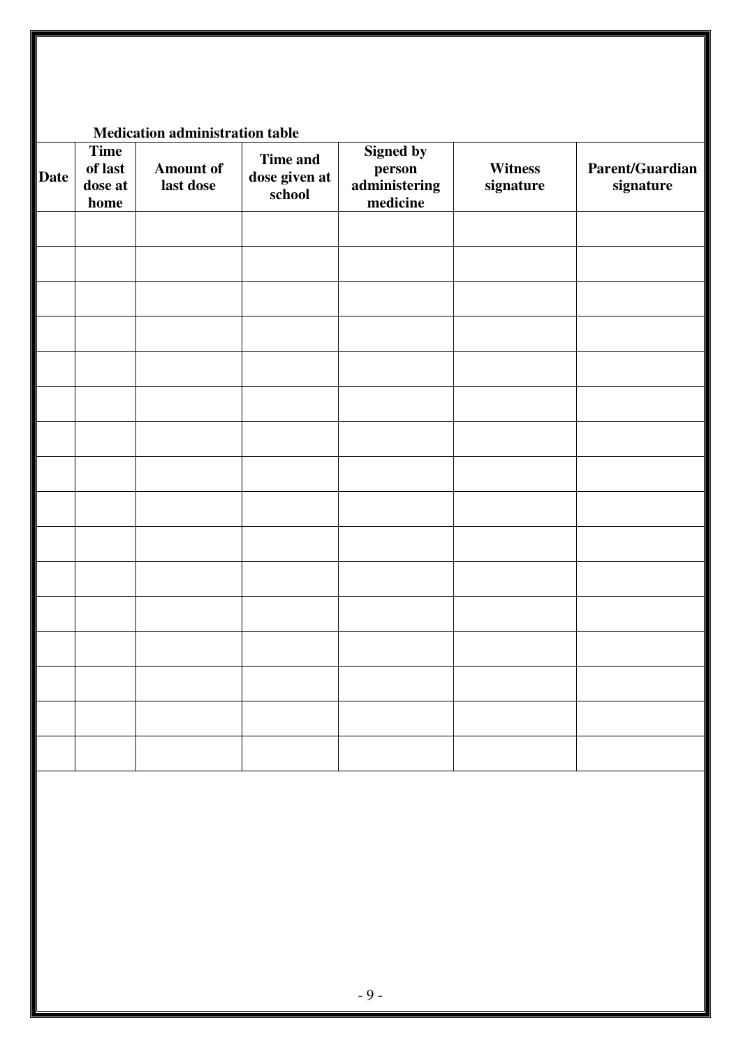**Medication administration table**

| Date | Time of last dose at home | Amount of last dose | Time and dose given at school | Signed by person administering medicine | Witness signature | Parent/Guardian signature |
|---|---|---|---|---|---|---|
| | | | | | | |
| | | | | | | |
| | | | | | | |
| | | | | | | |
| | | | | | | |
| | | | | | | |
| | | | | | | |
| | | | | | | |
| | | | | | | |
| | | | | | | |
| | | | | | | |
| | | | | | | |
| | | | | | | |
| | | | | | | |
| | | | | | | |
| | | | | | | |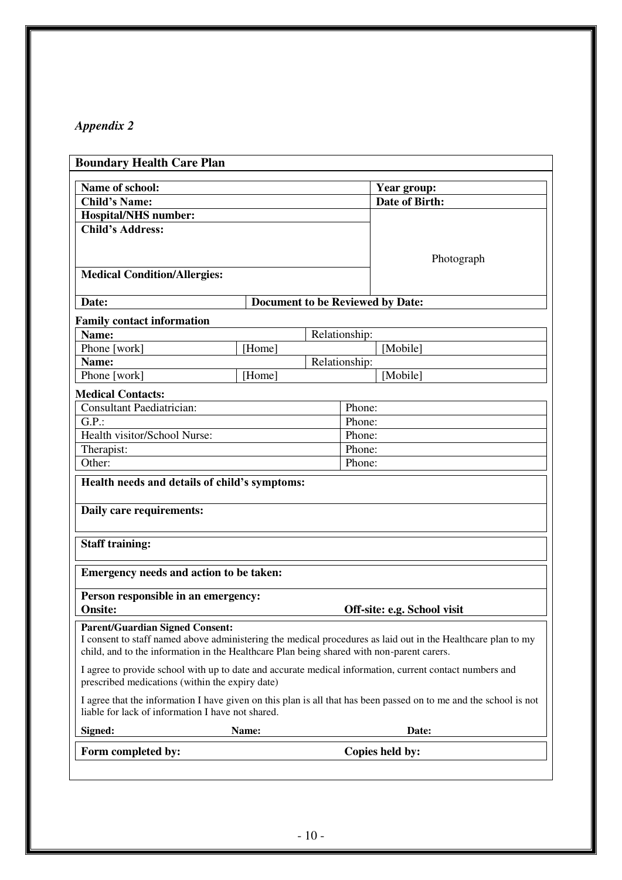*Appendix 2*

## Boundary Health Care Plan

| | |
|---|---|
| **Name of school:** | **Year group:** |
| **Child's Name:** | **Date of Birth:** |
| **Hospital/NHS number:** | Photograph |
| **Child's Address:** | |
| **Medical Condition/Allergies:** | |

| | |
|---|---|
| **Date:** | **Document to be Reviewed by Date:** |

**Family contact information**

| | | | |
|---|---|---|---|
| **Name:** | | Relationship: | |
| Phone [work] | [Home] | | [Mobile] |
| **Name:** | | Relationship: | |
| Phone [work] | [Home] | | [Mobile] |

**Medical Contacts:**

| | |
|---|---|
| Consultant Paediatrician: | Phone: |
| G.P.: | Phone: |
| Health visitor/School Nurse: | Phone: |
| Therapist: | Phone: |
| Other: | Phone: |

**Health needs and details of child's symptoms:**

**Daily care requirements:**

**Staff training:**

**Emergency needs and action to be taken:**

**Person responsible in an emergency:**

**Onsite:** **Off-site: e.g. School visit**

**Parent/Guardian Signed Consent:**

I consent to staff named above administering the medical procedures as laid out in the Healthcare plan to my child, and to the information in the Healthcare Plan being shared with non-parent carers.

I agree to provide school with up to date and accurate medical information, current contact numbers and prescribed medications (within the expiry date)

I agree that the information I have given on this plan is all that has been passed on to me and the school is not liable for lack of information I have not shared.

**Signed:** **Name:** **Date:**

**Form completed by:** **Copies held by:**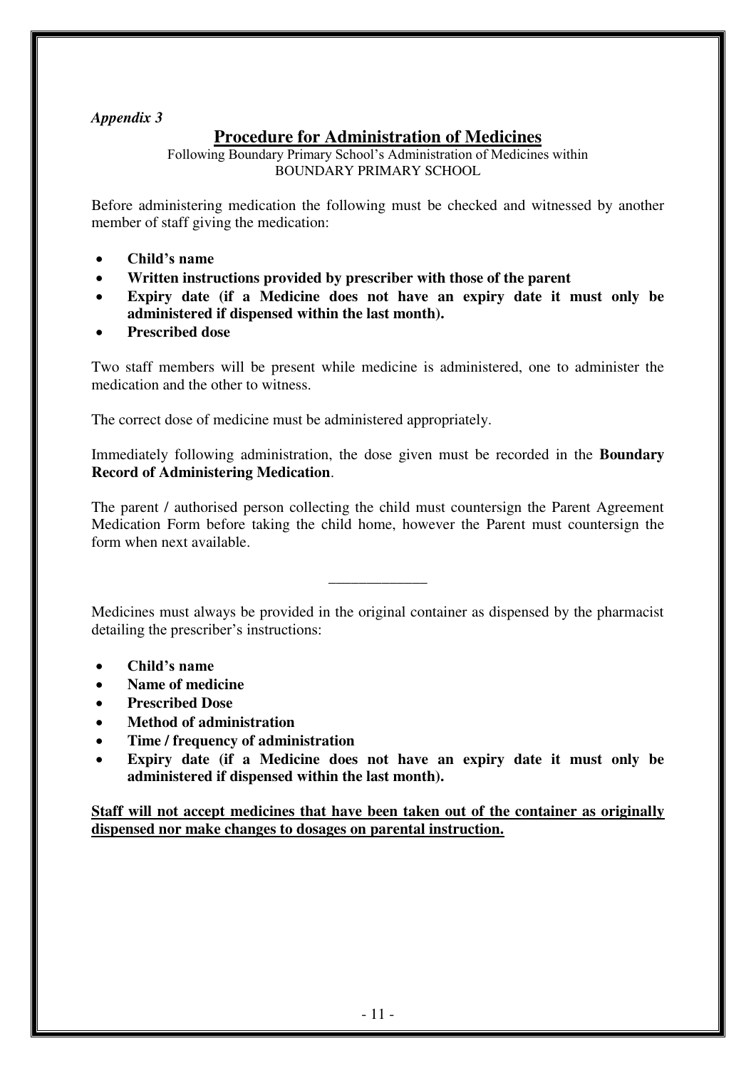*Appendix 3*

## Procedure for Administration of Medicines

Following Boundary Primary School's Administration of Medicines within
BOUNDARY PRIMARY SCHOOL

Before administering medication the following must be checked and witnessed by another member of staff giving the medication:

- **Child's name**
- **Written instructions provided by prescriber with those of the parent**
- **Expiry date (if a Medicine does not have an expiry date it must only be administered if dispensed within the last month).**
- **Prescribed dose**

Two staff members will be present while medicine is administered, one to administer the medication and the other to witness.

The correct dose of medicine must be administered appropriately.

Immediately following administration, the dose given must be recorded in the **Boundary Record of Administering Medication**.

The parent / authorised person collecting the child must countersign the Parent Agreement Medication Form before taking the child home, however the Parent must countersign the form when next available.

---

Medicines must always be provided in the original container as dispensed by the pharmacist detailing the prescriber's instructions:

- **Child's name**
- **Name of medicine**
- **Prescribed Dose**
- **Method of administration**
- **Time / frequency of administration**
- **Expiry date (if a Medicine does not have an expiry date it must only be administered if dispensed within the last month).**

**<u>Staff will not accept medicines that have been taken out of the container as originally dispensed nor make changes to dosages on parental instruction.</u>**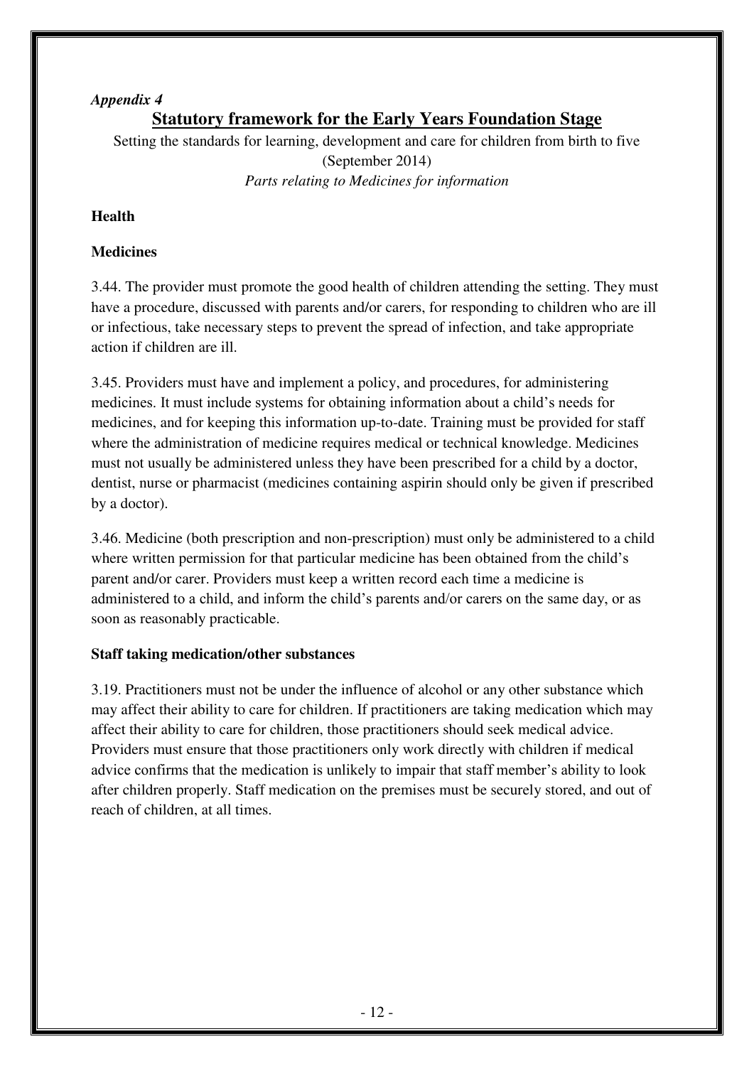*Appendix 4*

## Statutory framework for the Early Years Foundation Stage

Setting the standards for learning, development and care for children from birth to five (September 2014)

*Parts relating to Medicines for information*

**Health**

**Medicines**

3.44. The provider must promote the good health of children attending the setting. They must have a procedure, discussed with parents and/or carers, for responding to children who are ill or infectious, take necessary steps to prevent the spread of infection, and take appropriate action if children are ill.

3.45. Providers must have and implement a policy, and procedures, for administering medicines. It must include systems for obtaining information about a child's needs for medicines, and for keeping this information up-to-date. Training must be provided for staff where the administration of medicine requires medical or technical knowledge. Medicines must not usually be administered unless they have been prescribed for a child by a doctor, dentist, nurse or pharmacist (medicines containing aspirin should only be given if prescribed by a doctor).

3.46. Medicine (both prescription and non-prescription) must only be administered to a child where written permission for that particular medicine has been obtained from the child's parent and/or carer. Providers must keep a written record each time a medicine is administered to a child, and inform the child's parents and/or carers on the same day, or as soon as reasonably practicable.

**Staff taking medication/other substances**

3.19. Practitioners must not be under the influence of alcohol or any other substance which may affect their ability to care for children. If practitioners are taking medication which may affect their ability to care for children, those practitioners should seek medical advice. Providers must ensure that those practitioners only work directly with children if medical advice confirms that the medication is unlikely to impair that staff member's ability to look after children properly. Staff medication on the premises must be securely stored, and out of reach of children, at all times.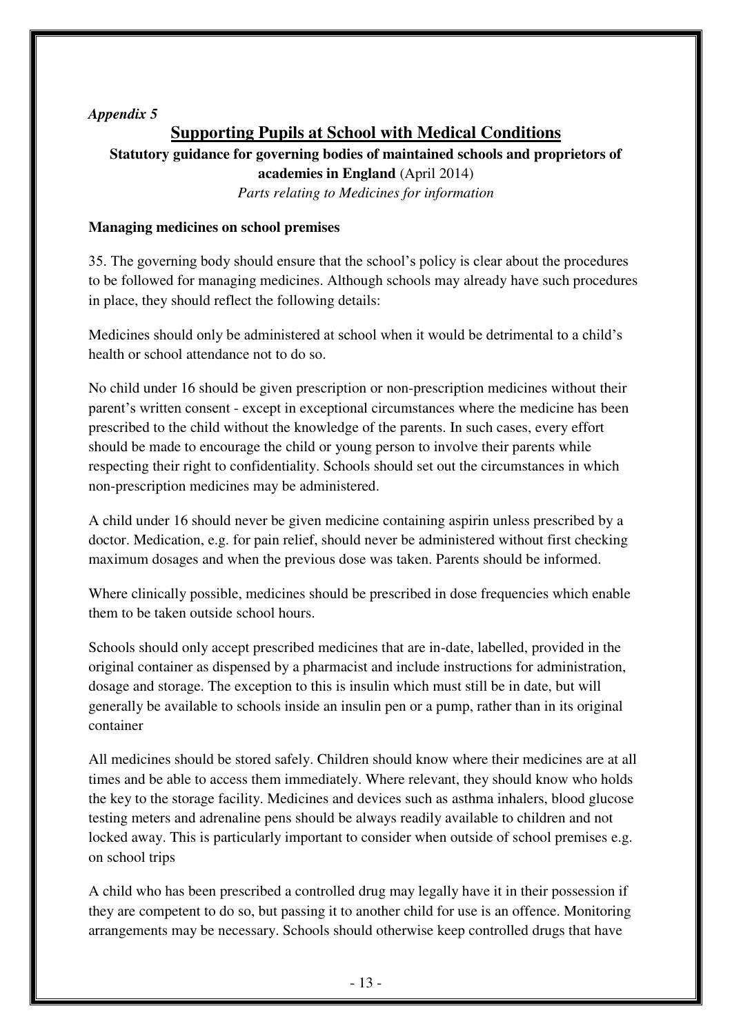*Appendix 5*

# Supporting Pupils at School with Medical Conditions

**Statutory guidance for governing bodies of maintained schools and proprietors of academies in England** (April 2014)

*Parts relating to Medicines for information*

**Managing medicines on school premises**

35. The governing body should ensure that the school's policy is clear about the procedures to be followed for managing medicines. Although schools may already have such procedures in place, they should reflect the following details:

Medicines should only be administered at school when it would be detrimental to a child's health or school attendance not to do so.

No child under 16 should be given prescription or non-prescription medicines without their parent's written consent - except in exceptional circumstances where the medicine has been prescribed to the child without the knowledge of the parents. In such cases, every effort should be made to encourage the child or young person to involve their parents while respecting their right to confidentiality. Schools should set out the circumstances in which non-prescription medicines may be administered.

A child under 16 should never be given medicine containing aspirin unless prescribed by a doctor. Medication, e.g. for pain relief, should never be administered without first checking maximum dosages and when the previous dose was taken. Parents should be informed.

Where clinically possible, medicines should be prescribed in dose frequencies which enable them to be taken outside school hours.

Schools should only accept prescribed medicines that are in-date, labelled, provided in the original container as dispensed by a pharmacist and include instructions for administration, dosage and storage. The exception to this is insulin which must still be in date, but will generally be available to schools inside an insulin pen or a pump, rather than in its original container

All medicines should be stored safely. Children should know where their medicines are at all times and be able to access them immediately. Where relevant, they should know who holds the key to the storage facility. Medicines and devices such as asthma inhalers, blood glucose testing meters and adrenaline pens should be always readily available to children and not locked away. This is particularly important to consider when outside of school premises e.g. on school trips

A child who has been prescribed a controlled drug may legally have it in their possession if they are competent to do so, but passing it to another child for use is an offence. Monitoring arrangements may be necessary. Schools should otherwise keep controlled drugs that have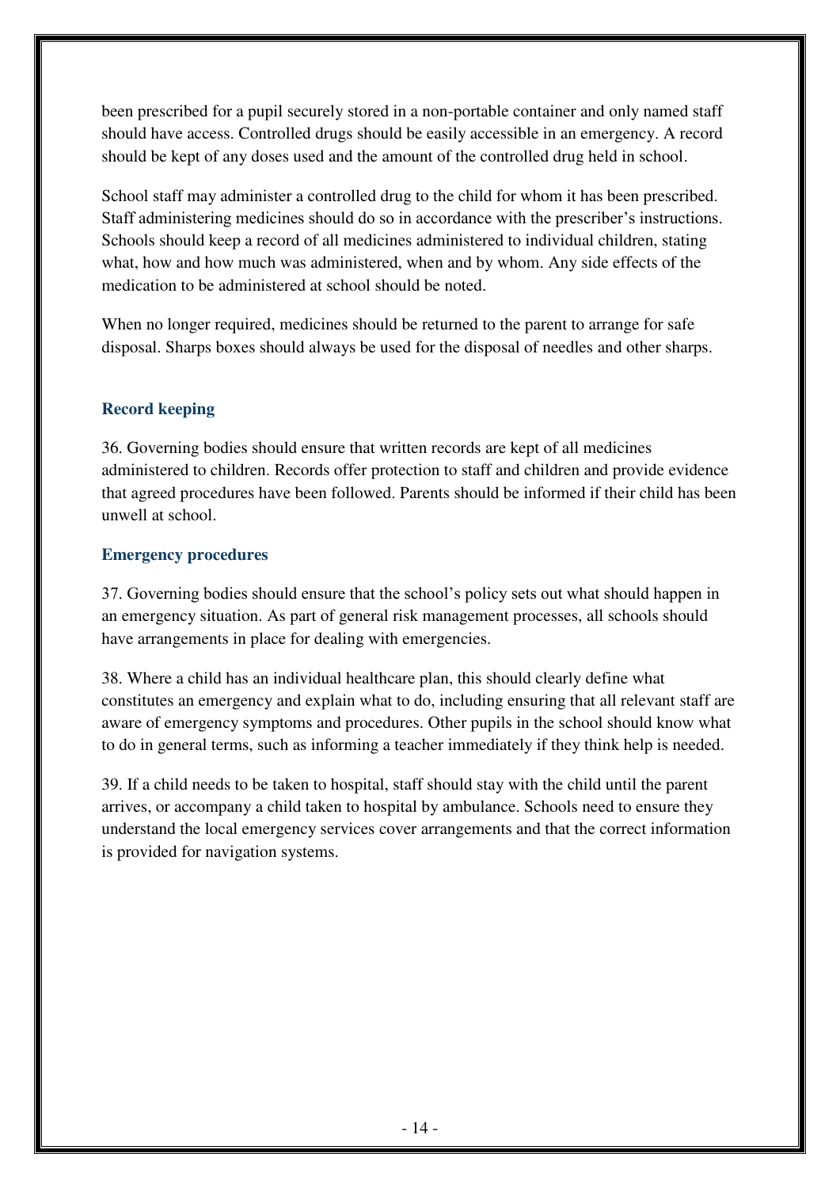been prescribed for a pupil securely stored in a non-portable container and only named staff should have access. Controlled drugs should be easily accessible in an emergency. A record should be kept of any doses used and the amount of the controlled drug held in school.

School staff may administer a controlled drug to the child for whom it has been prescribed. Staff administering medicines should do so in accordance with the prescriber's instructions. Schools should keep a record of all medicines administered to individual children, stating what, how and how much was administered, when and by whom. Any side effects of the medication to be administered at school should be noted.

When no longer required, medicines should be returned to the parent to arrange for safe disposal. Sharps boxes should always be used for the disposal of needles and other sharps.

### Record keeping

36. Governing bodies should ensure that written records are kept of all medicines administered to children. Records offer protection to staff and children and provide evidence that agreed procedures have been followed. Parents should be informed if their child has been unwell at school.

### Emergency procedures

37. Governing bodies should ensure that the school's policy sets out what should happen in an emergency situation. As part of general risk management processes, all schools should have arrangements in place for dealing with emergencies.

38. Where a child has an individual healthcare plan, this should clearly define what constitutes an emergency and explain what to do, including ensuring that all relevant staff are aware of emergency symptoms and procedures. Other pupils in the school should know what to do in general terms, such as informing a teacher immediately if they think help is needed.

39. If a child needs to be taken to hospital, staff should stay with the child until the parent arrives, or accompany a child taken to hospital by ambulance. Schools need to ensure they understand the local emergency services cover arrangements and that the correct information is provided for navigation systems.